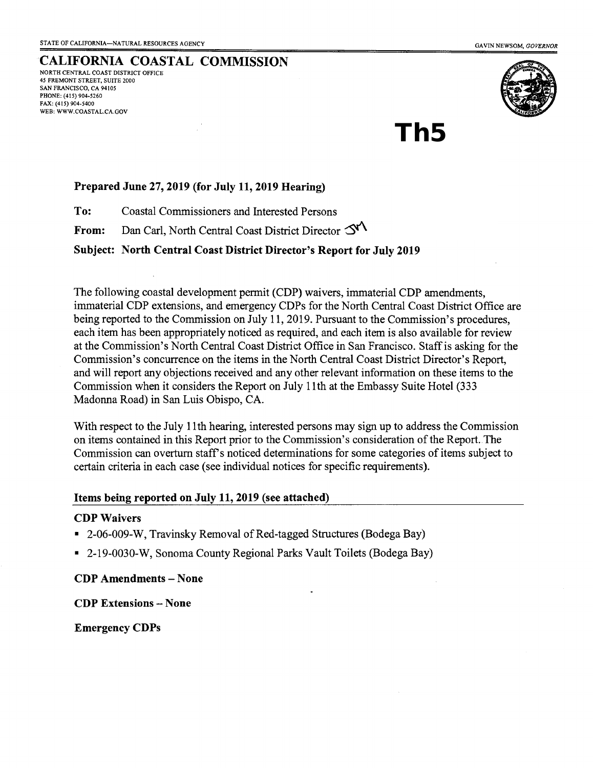STATE OF CALIFORNIA—NATURAL RESOURCES AGENCY

GAVIN NEWSOM, *GOVERNOR*

# CALIFORNIA COASTAL COMMISSION

NORTH CENTRAL COAST DISTRICT OFFICE
45 FREMONT STREET, SUITE 2000
SAN FRANCISCO, CA 94105
PHONE: (415) 904-5260
FAX: (415) 904-5400
WEB: WWW.COASTAL.CA.GOV

# Th5

**Prepared June 27, 2019 (for July 11, 2019 Hearing)**

**To:** Coastal Commissioners and Interested Persons

**From:** Dan Carl, North Central Coast District Director

**Subject: North Central Coast District Director's Report for July 2019**

The following coastal development permit (CDP) waivers, immaterial CDP amendments, immaterial CDP extensions, and emergency CDPs for the North Central Coast District Office are being reported to the Commission on July 11, 2019. Pursuant to the Commission's procedures, each item has been appropriately noticed as required, and each item is also available for review at the Commission's North Central Coast District Office in San Francisco. Staff is asking for the Commission's concurrence on the items in the North Central Coast District Director's Report, and will report any objections received and any other relevant information on these items to the Commission when it considers the Report on July 11th at the Embassy Suite Hotel (333 Madonna Road) in San Luis Obispo, CA.

With respect to the July 11th hearing, interested persons may sign up to address the Commission on items contained in this Report prior to the Commission's consideration of the Report. The Commission can overturn staff's noticed determinations for some categories of items subject to certain criteria in each case (see individual notices for specific requirements).

## Items being reported on July 11, 2019 (see attached)

### CDP Waivers

- 2-06-009-W, Travinsky Removal of Red-tagged Structures (Bodega Bay)
- 2-19-0030-W, Sonoma County Regional Parks Vault Toilets (Bodega Bay)

### CDP Amendments – None

### CDP Extensions – None

### Emergency CDPs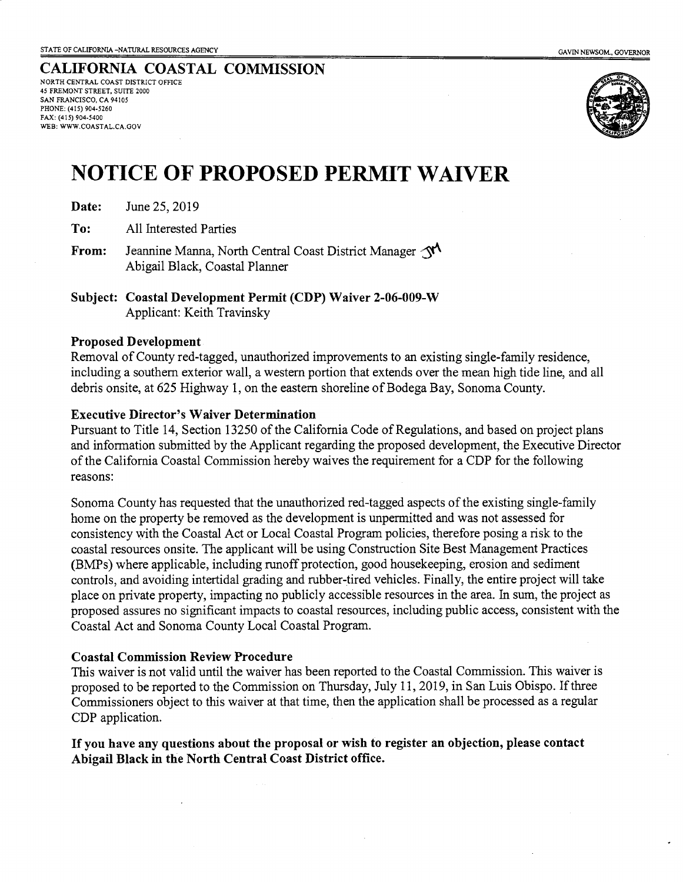STATE OF CALIFORNIA –NATURAL RESOURCES AGENCY | GAVIN NEWSOM, GOVERNOR

## CALIFORNIA COASTAL COMMISSION

NORTH CENTRAL COAST DISTRICT OFFICE
45 FREMONT STREET, SUITE 2000
SAN FRANCISCO, CA 94105
PHONE: (415) 904-5260
FAX: (415) 904-5400
WEB: WWW.COASTAL.CA.GOV

# NOTICE OF PROPOSED PERMIT WAIVER

**Date:** June 25, 2019

**To:** All Interested Parties

**From:** Jeannine Manna, North Central Coast District Manager JM
Abigail Black, Coastal Planner

**Subject: Coastal Development Permit (CDP) Waiver 2-06-009-W**
Applicant: Keith Travinsky

### Proposed Development

Removal of County red-tagged, unauthorized improvements to an existing single-family residence, including a southern exterior wall, a western portion that extends over the mean high tide line, and all debris onsite, at 625 Highway 1, on the eastern shoreline of Bodega Bay, Sonoma County.

### Executive Director's Waiver Determination

Pursuant to Title 14, Section 13250 of the California Code of Regulations, and based on project plans and information submitted by the Applicant regarding the proposed development, the Executive Director of the California Coastal Commission hereby waives the requirement for a CDP for the following reasons:

Sonoma County has requested that the unauthorized red-tagged aspects of the existing single-family home on the property be removed as the development is unpermitted and was not assessed for consistency with the Coastal Act or Local Coastal Program policies, therefore posing a risk to the coastal resources onsite. The applicant will be using Construction Site Best Management Practices (BMPs) where applicable, including runoff protection, good housekeeping, erosion and sediment controls, and avoiding intertidal grading and rubber-tired vehicles. Finally, the entire project will take place on private property, impacting no publicly accessible resources in the area. In sum, the project as proposed assures no significant impacts to coastal resources, including public access, consistent with the Coastal Act and Sonoma County Local Coastal Program.

### Coastal Commission Review Procedure

This waiver is not valid until the waiver has been reported to the Coastal Commission. This waiver is proposed to be reported to the Commission on Thursday, July 11, 2019, in San Luis Obispo. If three Commissioners object to this waiver at that time, then the application shall be processed as a regular CDP application.

**If you have any questions about the proposal or wish to register an objection, please contact Abigail Black in the North Central Coast District office.**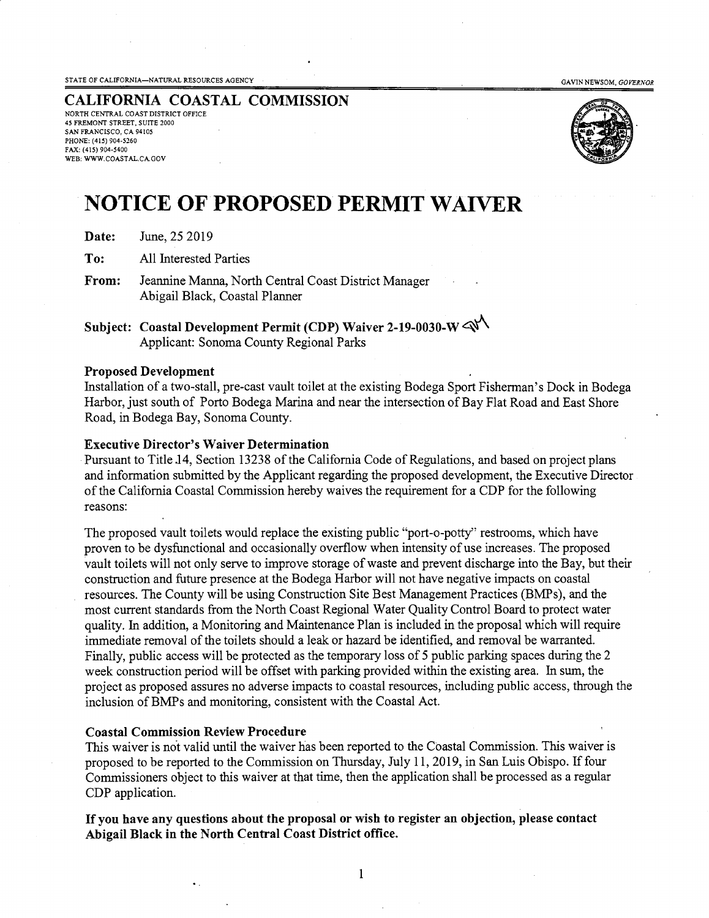STATE OF CALIFORNIA—NATURAL RESOURCES AGENCY

GAVIN NEWSOM, *GOVERNOR*

## CALIFORNIA COASTAL COMMISSION

NORTH CENTRAL COAST DISTRICT OFFICE
45 FREMONT STREET, SUITE 2000
SAN FRANCISCO, CA 94105
PHONE: (415) 904-5260
FAX: (415) 904-5400
WEB: WWW.COASTAL.CA.GOV

# NOTICE OF PROPOSED PERMIT WAIVER

**Date:** June, 25 2019

**To:** All Interested Parties

**From:** Jeannine Manna, North Central Coast District Manager
Abigail Black, Coastal Planner

**Subject: Coastal Development Permit (CDP) Waiver 2-19-0030-W**
Applicant: Sonoma County Regional Parks

**Proposed Development**

Installation of a two-stall, pre-cast vault toilet at the existing Bodega Sport Fisherman's Dock in Bodega Harbor, just south of Porto Bodega Marina and near the intersection of Bay Flat Road and East Shore Road, in Bodega Bay, Sonoma County.

**Executive Director's Waiver Determination**

Pursuant to Title 14, Section 13238 of the California Code of Regulations, and based on project plans and information submitted by the Applicant regarding the proposed development, the Executive Director of the California Coastal Commission hereby waives the requirement for a CDP for the following reasons:

The proposed vault toilets would replace the existing public "port-o-potty" restrooms, which have proven to be dysfunctional and occasionally overflow when intensity of use increases. The proposed vault toilets will not only serve to improve storage of waste and prevent discharge into the Bay, but their construction and future presence at the Bodega Harbor will not have negative impacts on coastal resources. The County will be using Construction Site Best Management Practices (BMPs), and the most current standards from the North Coast Regional Water Quality Control Board to protect water quality. In addition, a Monitoring and Maintenance Plan is included in the proposal which will require immediate removal of the toilets should a leak or hazard be identified, and removal be warranted. Finally, public access will be protected as the temporary loss of 5 public parking spaces during the 2 week construction period will be offset with parking provided within the existing area. In sum, the project as proposed assures no adverse impacts to coastal resources, including public access, through the inclusion of BMPs and monitoring, consistent with the Coastal Act.

**Coastal Commission Review Procedure**

This waiver is not valid until the waiver has been reported to the Coastal Commission. This waiver is proposed to be reported to the Commission on Thursday, July 11, 2019, in San Luis Obispo. If four Commissioners object to this waiver at that time, then the application shall be processed as a regular CDP application.

**If you have any questions about the proposal or wish to register an objection, please contact Abigail Black in the North Central Coast District office.**